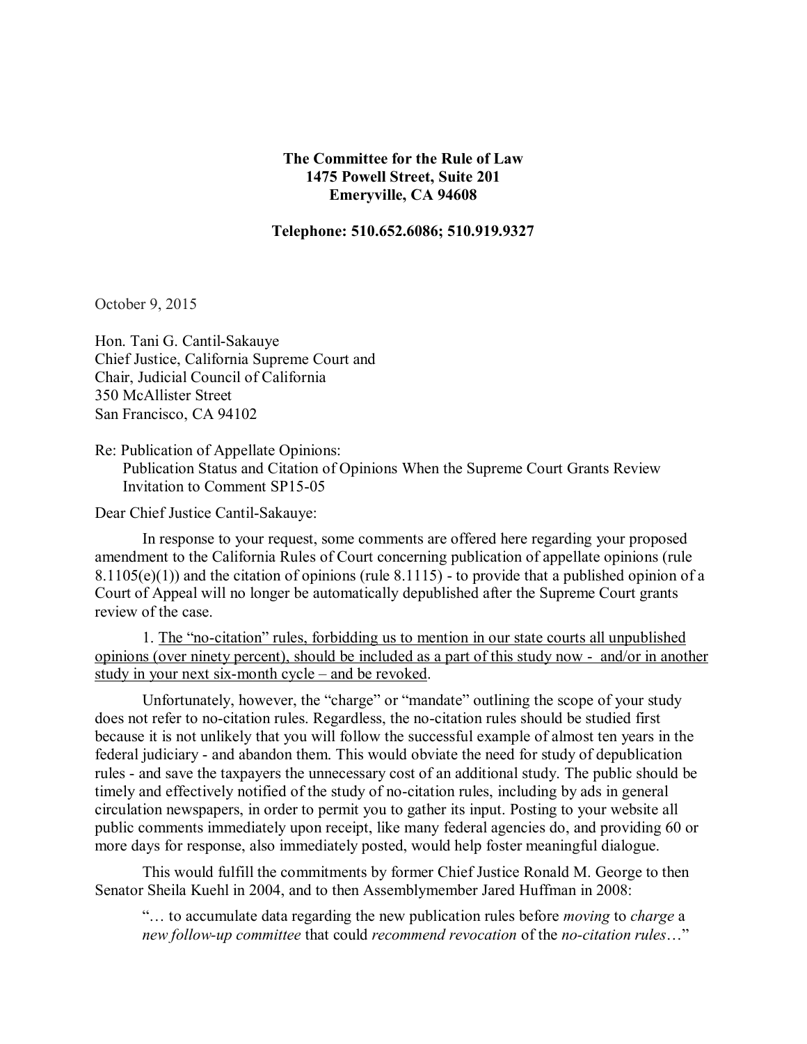**The Committee for the Rule of Law**
**1475 Powell Street, Suite 201**
**Emeryville, CA 94608**

**Telephone: 510.652.6086; 510.919.9327**

October 9, 2015

Hon. Tani G. Cantil-Sakauye
Chief Justice, California Supreme Court and
Chair, Judicial Council of California
350 McAllister Street
San Francisco, CA 94102

Re: Publication of Appellate Opinions:
Publication Status and Citation of Opinions When the Supreme Court Grants Review
Invitation to Comment SP15-05

Dear Chief Justice Cantil-Sakauye:

In response to your request, some comments are offered here regarding your proposed amendment to the California Rules of Court concerning publication of appellate opinions (rule 8.1105(e)(1)) and the citation of opinions (rule 8.1115) - to provide that a published opinion of a Court of Appeal will no longer be automatically depublished after the Supreme Court grants review of the case.

1. <u>The "no-citation" rules, forbidding us to mention in our state courts all unpublished opinions (over ninety percent), should be included as a part of this study now - and/or in another study in your next six-month cycle – and be revoked</u>.

Unfortunately, however, the "charge" or "mandate" outlining the scope of your study does not refer to no-citation rules. Regardless, the no-citation rules should be studied first because it is not unlikely that you will follow the successful example of almost ten years in the federal judiciary - and abandon them. This would obviate the need for study of depublication rules - and save the taxpayers the unnecessary cost of an additional study. The public should be timely and effectively notified of the study of no-citation rules, including by ads in general circulation newspapers, in order to permit you to gather its input. Posting to your website all public comments immediately upon receipt, like many federal agencies do, and providing 60 or more days for response, also immediately posted, would help foster meaningful dialogue.

This would fulfill the commitments by former Chief Justice Ronald M. George to then Senator Sheila Kuehl in 2004, and to then Assemblymember Jared Huffman in 2008:

> "… to accumulate data regarding the new publication rules before *moving* to *charge* a *new follow-up committee* that could *recommend revocation* of the *no-citation rules*…"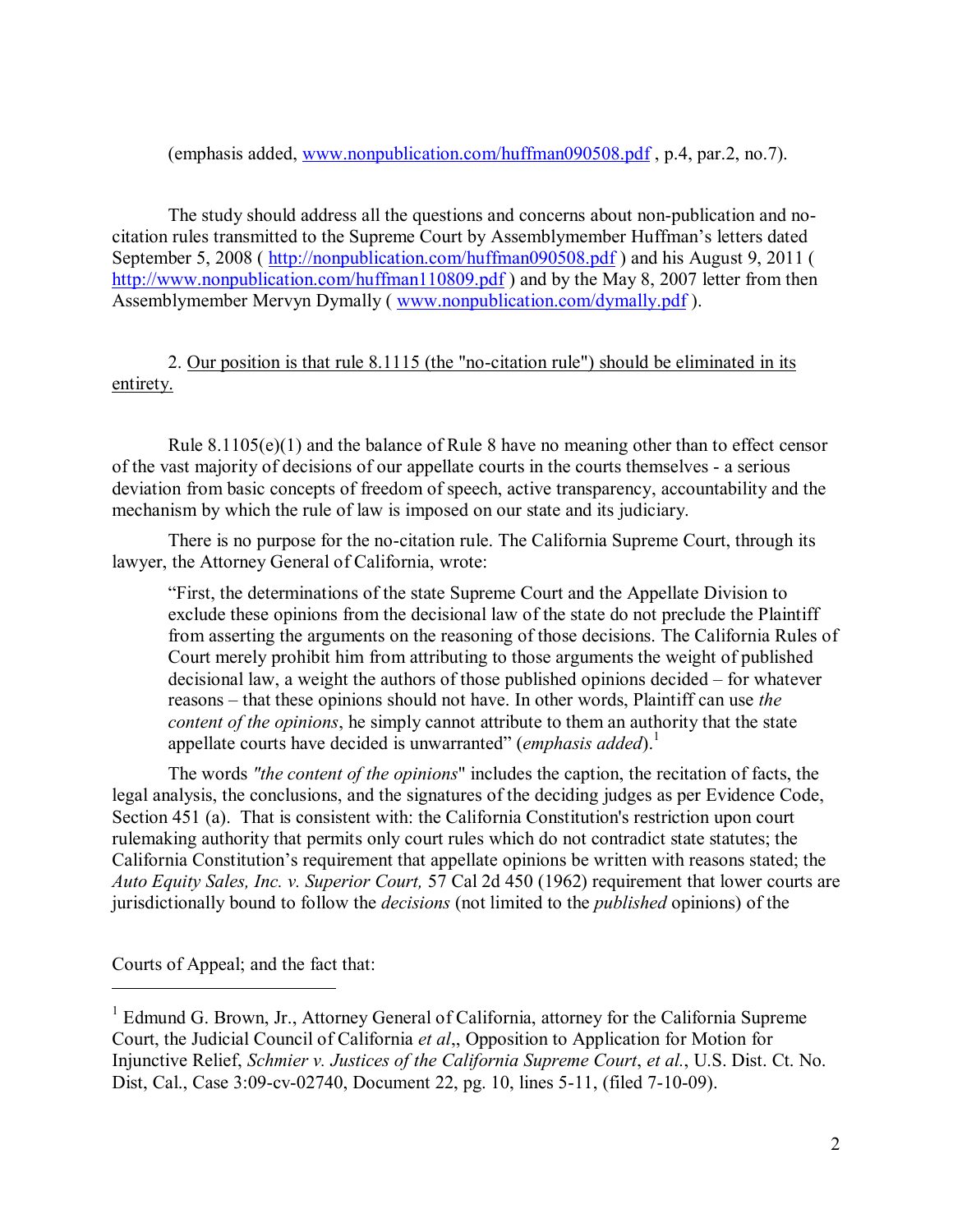(emphasis added, www.nonpublication.com/huffman090508.pdf , p.4, par.2, no.7).

The study should address all the questions and concerns about non-publication and no-citation rules transmitted to the Supreme Court by Assemblymember Huffman's letters dated September 5, 2008 ( http://nonpublication.com/huffman090508.pdf ) and his August 9, 2011 ( http://www.nonpublication.com/huffman110809.pdf ) and by the May 8, 2007 letter from then Assemblymember Mervyn Dymally ( www.nonpublication.com/dymally.pdf ).

2. <u>Our position is that rule 8.1115 (the "no-citation rule") should be eliminated in its entirety.</u>

Rule 8.1105(e)(1) and the balance of Rule 8 have no meaning other than to effect censor of the vast majority of decisions of our appellate courts in the courts themselves - a serious deviation from basic concepts of freedom of speech, active transparency, accountability and the mechanism by which the rule of law is imposed on our state and its judiciary.

There is no purpose for the no-citation rule. The California Supreme Court, through its lawyer, the Attorney General of California, wrote:

> "First, the determinations of the state Supreme Court and the Appellate Division to exclude these opinions from the decisional law of the state do not preclude the Plaintiff from asserting the arguments on the reasoning of those decisions. The California Rules of Court merely prohibit him from attributing to those arguments the weight of published decisional law, a weight the authors of those published opinions decided – for whatever reasons – that these opinions should not have. In other words, Plaintiff can use *the content of the opinions*, he simply cannot attribute to them an authority that the state appellate courts have decided is unwarranted" (*emphasis added*).[1]

The words *"the content of the opinions*" includes the caption, the recitation of facts, the legal analysis, the conclusions, and the signatures of the deciding judges as per Evidence Code, Section 451 (a). That is consistent with: the California Constitution's restriction upon court rulemaking authority that permits only court rules which do not contradict state statutes; the California Constitution's requirement that appellate opinions be written with reasons stated; the *Auto Equity Sales, Inc. v. Superior Court,* 57 Cal 2d 450 (1962) requirement that lower courts are jurisdictionally bound to follow the *decisions* (not limited to the *published* opinions) of the Courts of Appeal; and the fact that:

---

[1] Edmund G. Brown, Jr., Attorney General of California, attorney for the California Supreme Court, the Judicial Council of California *et al*,, Opposition to Application for Motion for Injunctive Relief, *Schmier v. Justices of the California Supreme Court*, *et al.*, U.S. Dist. Ct. No. Dist, Cal., Case 3:09-cv-02740, Document 22, pg. 10, lines 5-11, (filed 7-10-09).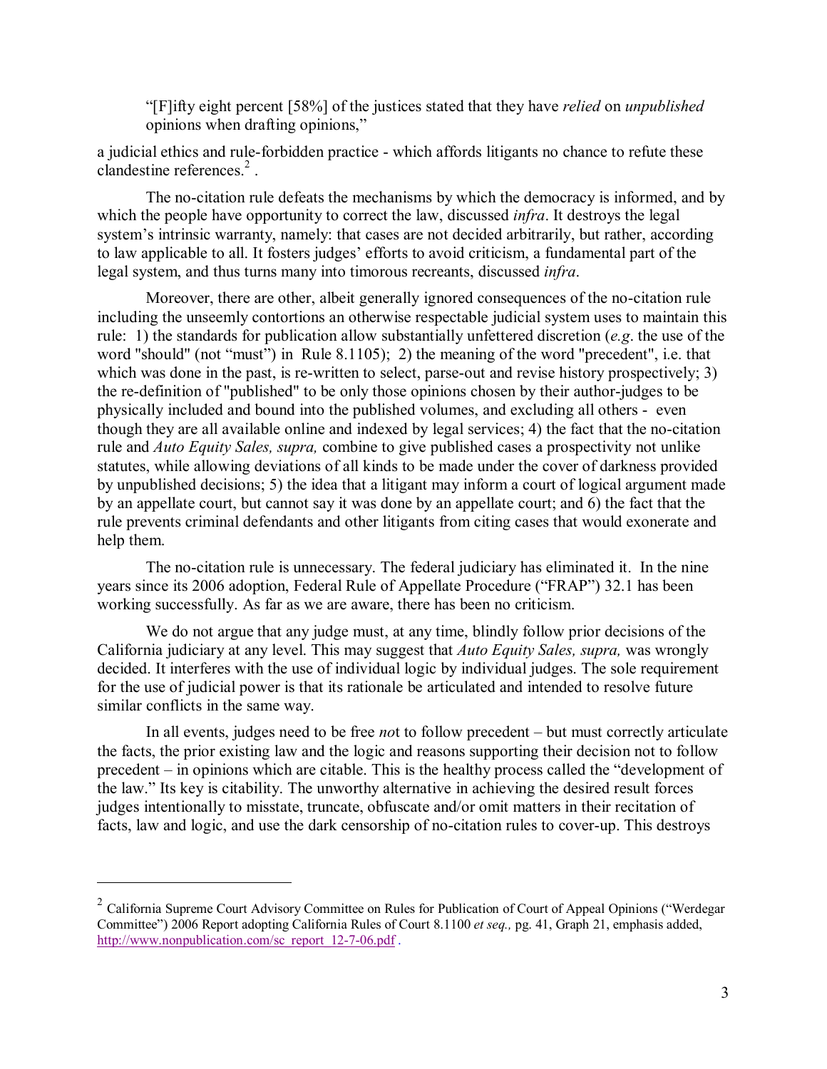> "[F]ifty eight percent [58%] of the justices stated that they have *relied* on *unpublished* opinions when drafting opinions,"

a judicial ethics and rule-forbidden practice - which affords litigants no chance to refute these clandestine references.[2] .

The no-citation rule defeats the mechanisms by which the democracy is informed, and by which the people have opportunity to correct the law, discussed *infra*. It destroys the legal system's intrinsic warranty, namely: that cases are not decided arbitrarily, but rather, according to law applicable to all. It fosters judges' efforts to avoid criticism, a fundamental part of the legal system, and thus turns many into timorous recreants, discussed *infra*.

Moreover, there are other, albeit generally ignored consequences of the no-citation rule including the unseemly contortions an otherwise respectable judicial system uses to maintain this rule: 1) the standards for publication allow substantially unfettered discretion (*e.g*. the use of the word "should" (not "must") in Rule 8.1105); 2) the meaning of the word "precedent", i.e. that which was done in the past, is re-written to select, parse-out and revise history prospectively; 3) the re-definition of "published" to be only those opinions chosen by their author-judges to be physically included and bound into the published volumes, and excluding all others - even though they are all available online and indexed by legal services; 4) the fact that the no-citation rule and *Auto Equity Sales, supra,* combine to give published cases a prospectivity not unlike statutes, while allowing deviations of all kinds to be made under the cover of darkness provided by unpublished decisions; 5) the idea that a litigant may inform a court of logical argument made by an appellate court, but cannot say it was done by an appellate court; and 6) the fact that the rule prevents criminal defendants and other litigants from citing cases that would exonerate and help them.

The no-citation rule is unnecessary. The federal judiciary has eliminated it. In the nine years since its 2006 adoption, Federal Rule of Appellate Procedure ("FRAP") 32.1 has been working successfully. As far as we are aware, there has been no criticism.

We do not argue that any judge must, at any time, blindly follow prior decisions of the California judiciary at any level. This may suggest that *Auto Equity Sales, supra,* was wrongly decided. It interferes with the use of individual logic by individual judges. The sole requirement for the use of judicial power is that its rationale be articulated and intended to resolve future similar conflicts in the same way.

In all events, judges need to be free *no*t to follow precedent – but must correctly articulate the facts, the prior existing law and the logic and reasons supporting their decision not to follow precedent – in opinions which are citable. This is the healthy process called the "development of the law." Its key is citability. The unworthy alternative in achieving the desired result forces judges intentionally to misstate, truncate, obfuscate and/or omit matters in their recitation of facts, law and logic, and use the dark censorship of no-citation rules to cover-up. This destroys

---

[2] California Supreme Court Advisory Committee on Rules for Publication of Court of Appeal Opinions ("Werdegar Committee") 2006 Report adopting California Rules of Court 8.1100 *et seq.,* pg. 41, Graph 21, emphasis added, http://www.nonpublication.com/sc_report_12-7-06.pdf .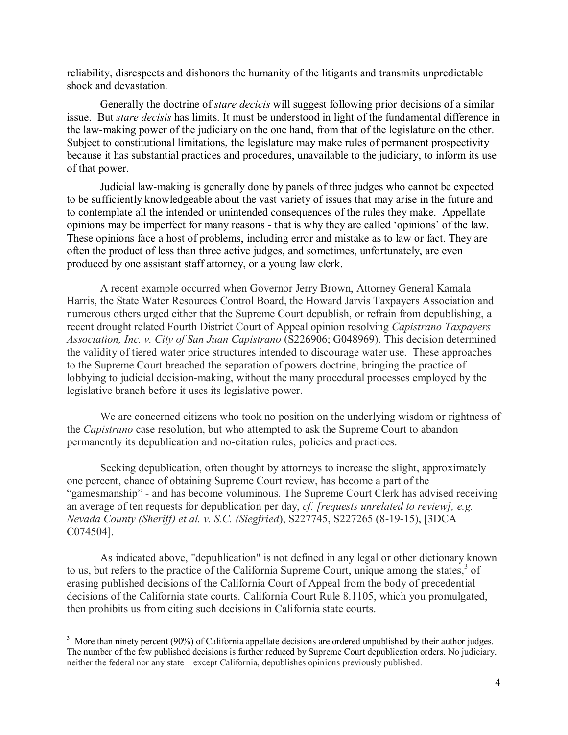reliability, disrespects and dishonors the humanity of the litigants and transmits unpredictable shock and devastation.

Generally the doctrine of *stare decicis* will suggest following prior decisions of a similar issue. But *stare decisis* has limits. It must be understood in light of the fundamental difference in the law-making power of the judiciary on the one hand, from that of the legislature on the other. Subject to constitutional limitations, the legislature may make rules of permanent prospectivity because it has substantial practices and procedures, unavailable to the judiciary, to inform its use of that power.

Judicial law-making is generally done by panels of three judges who cannot be expected to be sufficiently knowledgeable about the vast variety of issues that may arise in the future and to contemplate all the intended or unintended consequences of the rules they make. Appellate opinions may be imperfect for many reasons - that is why they are called 'opinions' of the law. These opinions face a host of problems, including error and mistake as to law or fact. They are often the product of less than three active judges, and sometimes, unfortunately, are even produced by one assistant staff attorney, or a young law clerk.

A recent example occurred when Governor Jerry Brown, Attorney General Kamala Harris, the State Water Resources Control Board, the Howard Jarvis Taxpayers Association and numerous others urged either that the Supreme Court depublish, or refrain from depublishing, a recent drought related Fourth District Court of Appeal opinion resolving *Capistrano Taxpayers Association, Inc. v. City of San Juan Capistrano* (S226906; G048969). This decision determined the validity of tiered water price structures intended to discourage water use. These approaches to the Supreme Court breached the separation of powers doctrine, bringing the practice of lobbying to judicial decision-making, without the many procedural processes employed by the legislative branch before it uses its legislative power.

We are concerned citizens who took no position on the underlying wisdom or rightness of the *Capistrano* case resolution, but who attempted to ask the Supreme Court to abandon permanently its depublication and no-citation rules, policies and practices.

Seeking depublication, often thought by attorneys to increase the slight, approximately one percent, chance of obtaining Supreme Court review, has become a part of the "gamesmanship" - and has become voluminous. The Supreme Court Clerk has advised receiving an average of ten requests for depublication per day, *cf. [requests unrelated to review], e.g. Nevada County (Sheriff) et al. v. S.C. (Siegfried*), S227745, S227265 (8-19-15), [3DCA C074504].

As indicated above, "depublication" is not defined in any legal or other dictionary known to us, but refers to the practice of the California Supreme Court, unique among the states,[3] of erasing published decisions of the California Court of Appeal from the body of precedential decisions of the California state courts. California Court Rule 8.1105, which you promulgated, then prohibits us from citing such decisions in California state courts.

---

[3] More than ninety percent (90%) of California appellate decisions are ordered unpublished by their author judges. The number of the few published decisions is further reduced by Supreme Court depublication orders. No judiciary, neither the federal nor any state – except California, depublishes opinions previously published.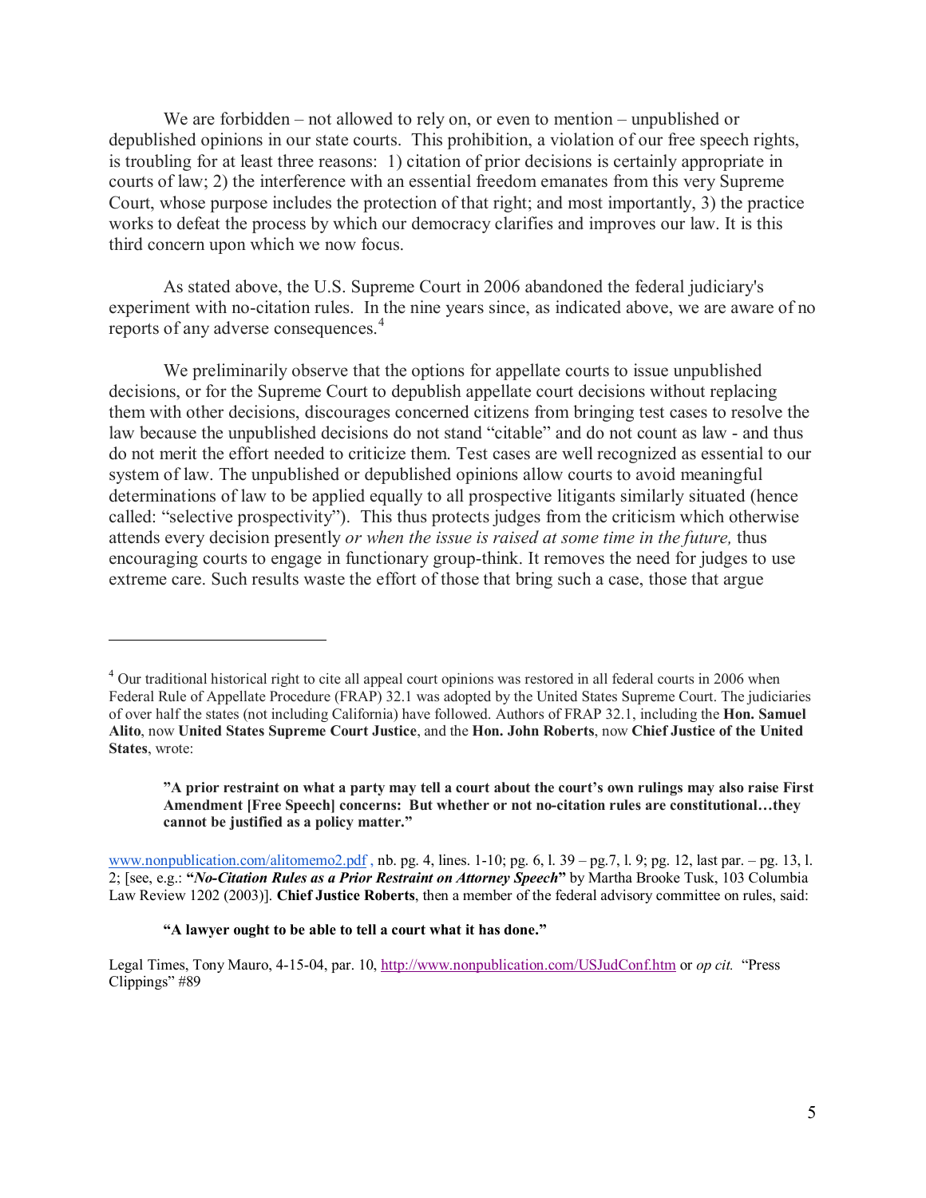We are forbidden – not allowed to rely on, or even to mention – unpublished or depublished opinions in our state courts. This prohibition, a violation of our free speech rights, is troubling for at least three reasons: 1) citation of prior decisions is certainly appropriate in courts of law; 2) the interference with an essential freedom emanates from this very Supreme Court, whose purpose includes the protection of that right; and most importantly, 3) the practice works to defeat the process by which our democracy clarifies and improves our law. It is this third concern upon which we now focus.

As stated above, the U.S. Supreme Court in 2006 abandoned the federal judiciary's experiment with no-citation rules. In the nine years since, as indicated above, we are aware of no reports of any adverse consequences.[4]

We preliminarily observe that the options for appellate courts to issue unpublished decisions, or for the Supreme Court to depublish appellate court decisions without replacing them with other decisions, discourages concerned citizens from bringing test cases to resolve the law because the unpublished decisions do not stand "citable" and do not count as law - and thus do not merit the effort needed to criticize them. Test cases are well recognized as essential to our system of law. The unpublished or depublished opinions allow courts to avoid meaningful determinations of law to be applied equally to all prospective litigants similarly situated (hence called: "selective prospectivity"). This thus protects judges from the criticism which otherwise attends every decision presently *or when the issue is raised at some time in the future,* thus encouraging courts to engage in functionary group-think. It removes the need for judges to use extreme care. Such results waste the effort of those that bring such a case, those that argue

---

[4] Our traditional historical right to cite all appeal court opinions was restored in all federal courts in 2006 when Federal Rule of Appellate Procedure (FRAP) 32.1 was adopted by the United States Supreme Court. The judiciaries of over half the states (not including California) have followed. Authors of FRAP 32.1, including the **Hon. Samuel Alito**, now **United States Supreme Court Justice**, and the **Hon. John Roberts**, now **Chief Justice of the United States**, wrote:

> **"A prior restraint on what a party may tell a court about the court's own rulings may also raise First Amendment [Free Speech] concerns: But whether or not no-citation rules are constitutional…they cannot be justified as a policy matter."**

www.nonpublication.com/alitomemo2.pdf , nb. pg. 4, lines. 1-10; pg. 6, l. 39 – pg.7, l. 9; pg. 12, last par. – pg. 13, l. 2; [see, e.g.: **"*No-Citation Rules as a Prior Restraint on Attorney Speech*"** by Martha Brooke Tusk, 103 Columbia Law Review 1202 (2003)]. **Chief Justice Roberts**, then a member of the federal advisory committee on rules, said:

> **"A lawyer ought to be able to tell a court what it has done."**

Legal Times, Tony Mauro, 4-15-04, par. 10, http://www.nonpublication.com/USJudConf.htm or *op cit.* "Press Clippings" #89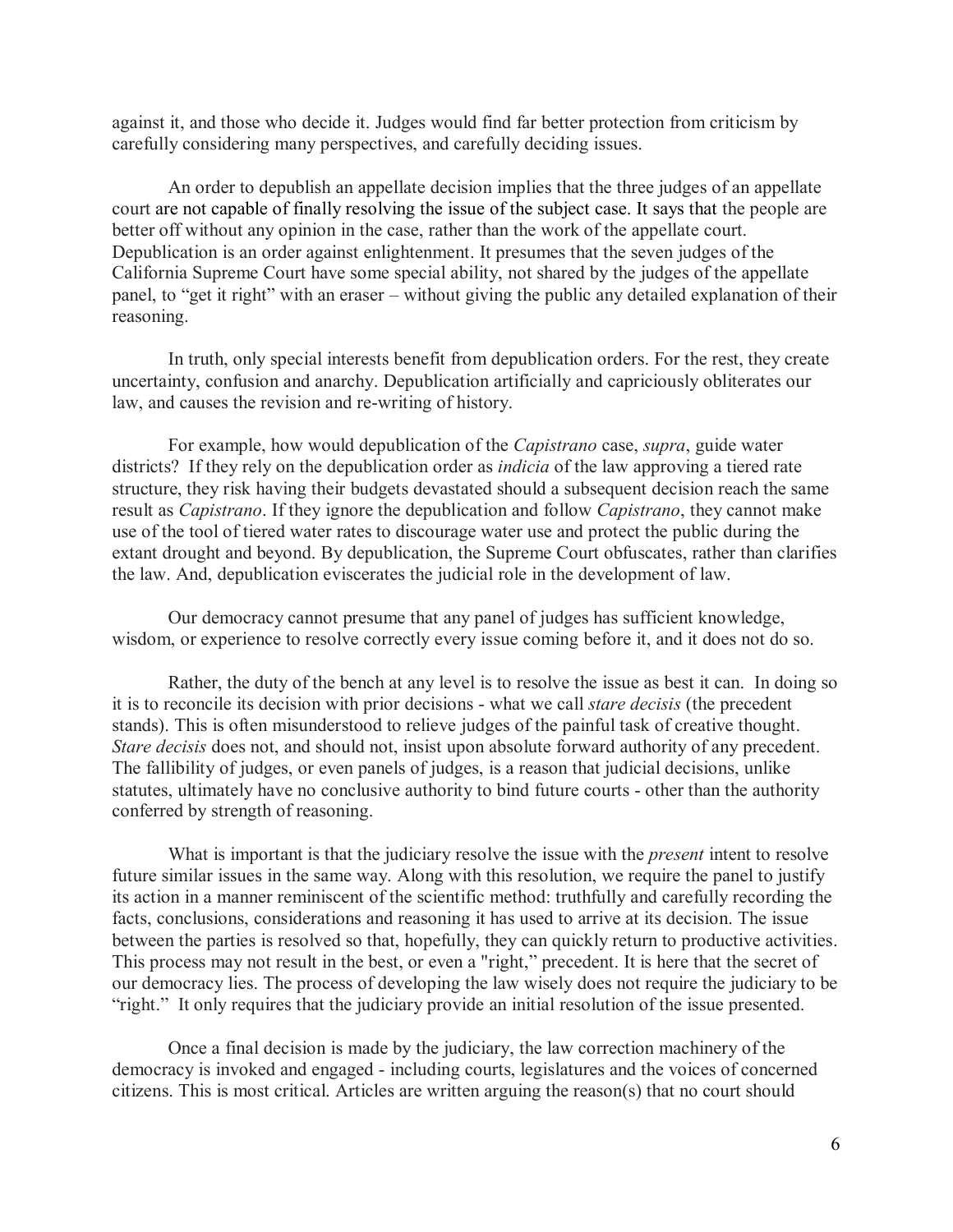against it, and those who decide it. Judges would find far better protection from criticism by carefully considering many perspectives, and carefully deciding issues.

An order to depublish an appellate decision implies that the three judges of an appellate court are not capable of finally resolving the issue of the subject case. It says that the people are better off without any opinion in the case, rather than the work of the appellate court. Depublication is an order against enlightenment. It presumes that the seven judges of the California Supreme Court have some special ability, not shared by the judges of the appellate panel, to "get it right" with an eraser – without giving the public any detailed explanation of their reasoning.

In truth, only special interests benefit from depublication orders. For the rest, they create uncertainty, confusion and anarchy. Depublication artificially and capriciously obliterates our law, and causes the revision and re-writing of history.

For example, how would depublication of the *Capistrano* case, *supra*, guide water districts? If they rely on the depublication order as *indicia* of the law approving a tiered rate structure, they risk having their budgets devastated should a subsequent decision reach the same result as *Capistrano*. If they ignore the depublication and follow *Capistrano*, they cannot make use of the tool of tiered water rates to discourage water use and protect the public during the extant drought and beyond. By depublication, the Supreme Court obfuscates, rather than clarifies the law. And, depublication eviscerates the judicial role in the development of law.

Our democracy cannot presume that any panel of judges has sufficient knowledge, wisdom, or experience to resolve correctly every issue coming before it, and it does not do so.

Rather, the duty of the bench at any level is to resolve the issue as best it can. In doing so it is to reconcile its decision with prior decisions - what we call *stare decisis* (the precedent stands). This is often misunderstood to relieve judges of the painful task of creative thought. *Stare decisis* does not, and should not, insist upon absolute forward authority of any precedent. The fallibility of judges, or even panels of judges, is a reason that judicial decisions, unlike statutes, ultimately have no conclusive authority to bind future courts - other than the authority conferred by strength of reasoning.

What is important is that the judiciary resolve the issue with the *present* intent to resolve future similar issues in the same way. Along with this resolution, we require the panel to justify its action in a manner reminiscent of the scientific method: truthfully and carefully recording the facts, conclusions, considerations and reasoning it has used to arrive at its decision. The issue between the parties is resolved so that, hopefully, they can quickly return to productive activities. This process may not result in the best, or even a "right," precedent. It is here that the secret of our democracy lies. The process of developing the law wisely does not require the judiciary to be "right." It only requires that the judiciary provide an initial resolution of the issue presented.

Once a final decision is made by the judiciary, the law correction machinery of the democracy is invoked and engaged - including courts, legislatures and the voices of concerned citizens. This is most critical. Articles are written arguing the reason(s) that no court should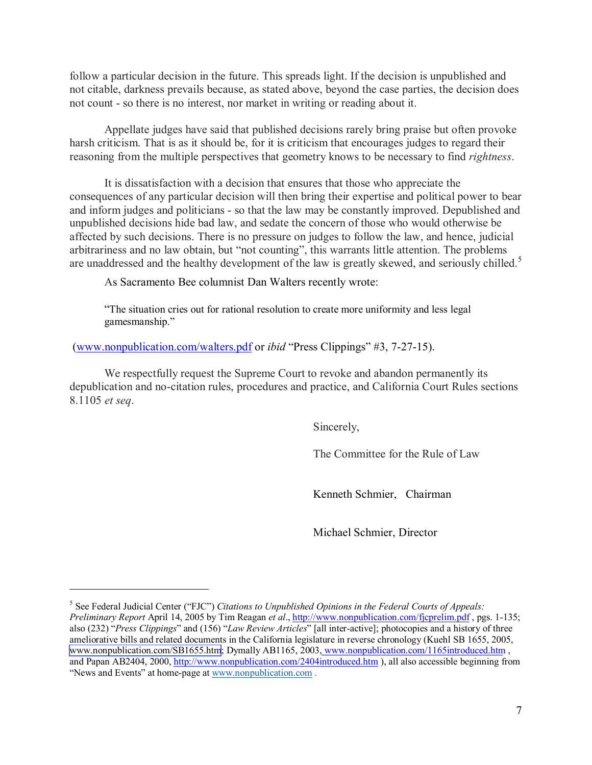follow a particular decision in the future. This spreads light. If the decision is unpublished and not citable, darkness prevails because, as stated above, beyond the case parties, the decision does not count - so there is no interest, nor market in writing or reading about it.

Appellate judges have said that published decisions rarely bring praise but often provoke harsh criticism. That is as it should be, for it is criticism that encourages judges to regard their reasoning from the multiple perspectives that geometry knows to be necessary to find *rightness*.

It is dissatisfaction with a decision that ensures that those who appreciate the consequences of any particular decision will then bring their expertise and political power to bear and inform judges and politicians - so that the law may be constantly improved. Depublished and unpublished decisions hide bad law, and sedate the concern of those who would otherwise be affected by such decisions. There is no pressure on judges to follow the law, and hence, judicial arbitrariness and no law obtain, but "not counting", this warrants little attention. The problems are unaddressed and the healthy development of the law is greatly skewed, and seriously chilled.[5]

As Sacramento Bee columnist Dan Walters recently wrote:

> "The situation cries out for rational resolution to create more uniformity and less legal gamesmanship."

(www.nonpublication.com/walters.pdf or *ibid* "Press Clippings" #3, 7-27-15).

We respectfully request the Supreme Court to revoke and abandon permanently its depublication and no-citation rules, procedures and practice, and California Court Rules sections 8.1105 *et seq*.

Sincerely,

The Committee for the Rule of Law

Kenneth Schmier, Chairman

Michael Schmier, Director

---

[5] See Federal Judicial Center ("FJC") *Citations to Unpublished Opinions in the Federal Courts of Appeals: Preliminary Report* April 14, 2005 by Tim Reagan *et al*., http://www.nonpublication.com/fjcprelim.pdf , pgs. 1-135; also (232) "*Press Clippings*" and (156) "*Law Review Articles*" [all inter-active]; photocopies and a history of three ameliorative bills and related documents in the California legislature in reverse chronology (Kuehl SB 1655, 2005, www.nonpublication.com/SB1655.htm; Dymally AB1165, 2003, www.nonpublication.com/1165introduced.htm , and Papan AB2404, 2000, http://www.nonpublication.com/2404introduced.htm ), all also accessible beginning from "News and Events" at home-page at www.nonpublication.com .